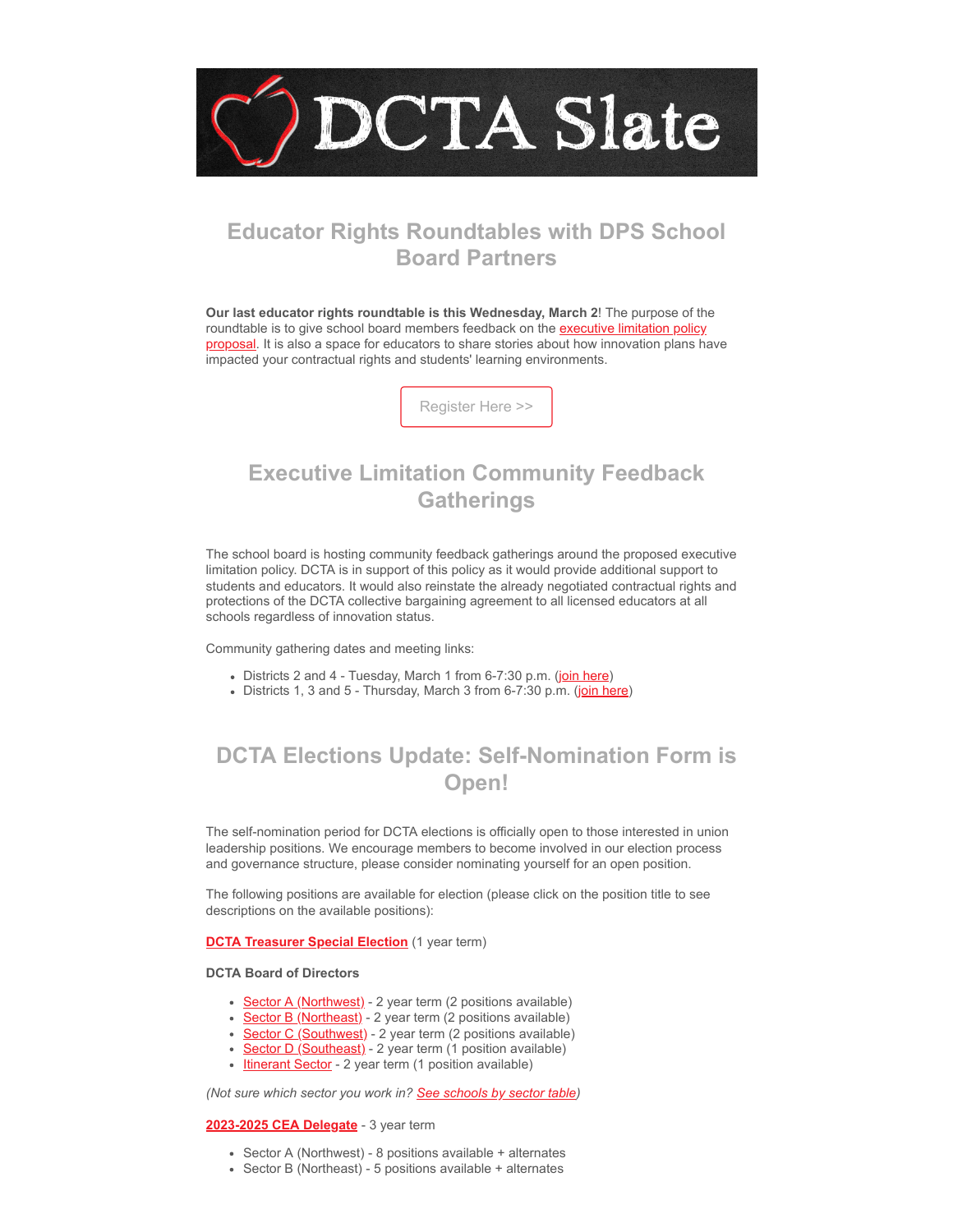# DCTA Slate

## Educator Rights Roundtables with DPS School Board Partners

**Our last educator rights roundtable is this Wednesday, March 2**! The purpose of the roundtable is to give school board members feedback on the executive limitation policy proposal. It is also a space for educators to share stories about how innovation plans have impacted your contractual rights and students' learning environments.

Register Here >>

## Executive Limitation Community Feedback Gatherings

The school board is hosting community feedback gatherings around the proposed executive limitation policy. DCTA is in support of this policy as it would provide additional support to students and educators. It would also reinstate the already negotiated contractual rights and protections of the DCTA collective bargaining agreement to all licensed educators at all schools regardless of innovation status.

Community gathering dates and meeting links:

- Districts 2 and 4 - Tuesday, March 1 from 6-7:30 p.m. (join here)
- Districts 1, 3 and 5 - Thursday, March 3 from 6-7:30 p.m. (join here)

## DCTA Elections Update: Self-Nomination Form is Open!

The self-nomination period for DCTA elections is officially open to those interested in union leadership positions. We encourage members to become involved in our election process and governance structure, please consider nominating yourself for an open position.

The following positions are available for election (please click on the position title to see descriptions on the available positions):

**DCTA Treasurer Special Election** (1 year term)

**DCTA Board of Directors**

- Sector A (Northwest) - 2 year term (2 positions available)
- Sector B (Northeast) - 2 year term (2 positions available)
- Sector C (Southwest) - 2 year term (2 positions available)
- Sector D (Southeast) - 2 year term (1 position available)
- Itinerant Sector - 2 year term (1 position available)

*(Not sure which sector you work in? See schools by sector table)*

**2023-2025 CEA Delegate** - 3 year term

- Sector A (Northwest) - 8 positions available + alternates
- Sector B (Northeast) - 5 positions available + alternates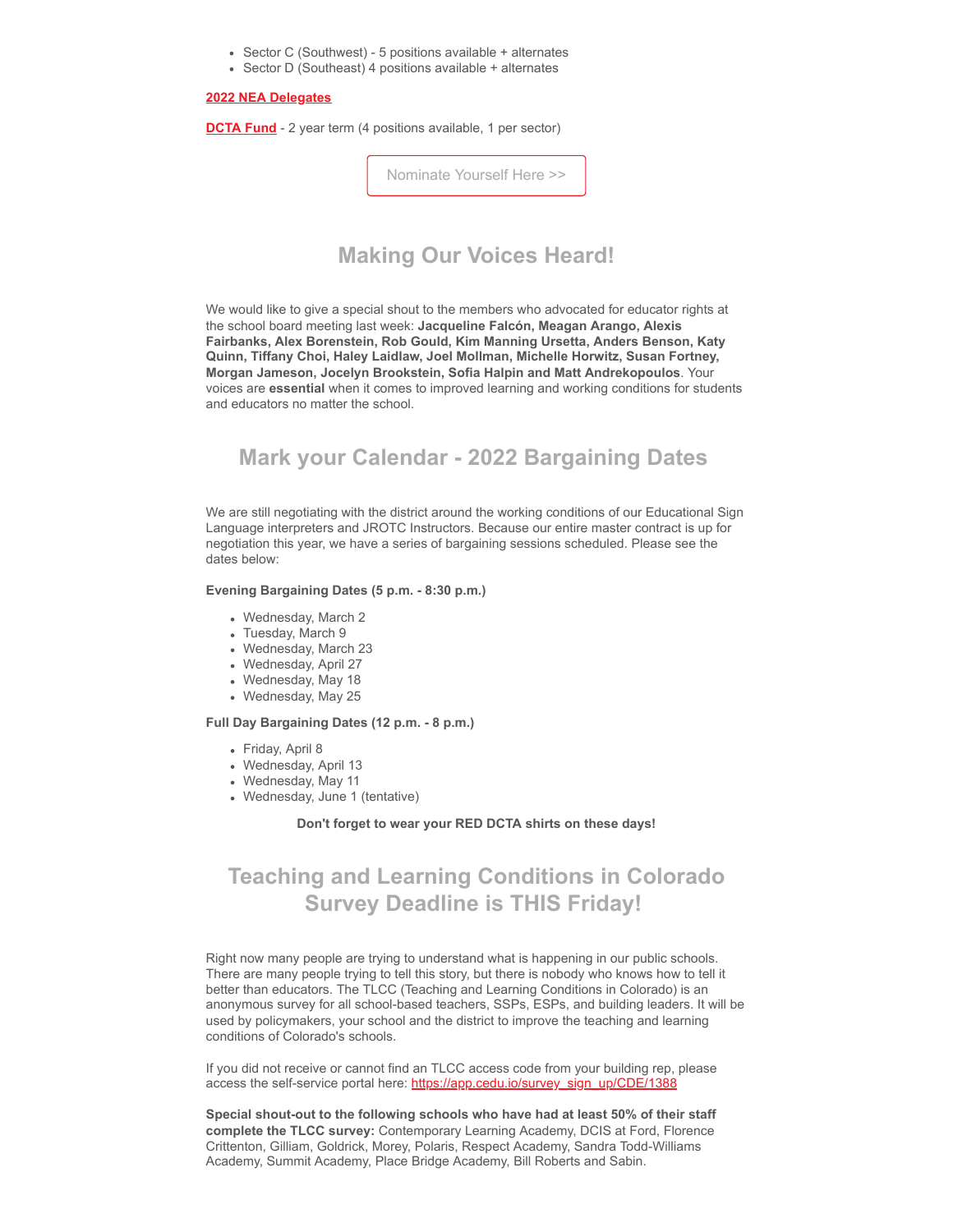- Sector C (Southwest) - 5 positions available + alternates
- Sector D (Southeast) 4 positions available + alternates

**2022 NEA Delegates**

**DCTA Fund** - 2 year term (4 positions available, 1 per sector)

Nominate Yourself Here >>

## Making Our Voices Heard!

We would like to give a special shout to the members who advocated for educator rights at the school board meeting last week: **Jacqueline Falcón, Meagan Arango, Alexis Fairbanks, Alex Borenstein, Rob Gould, Kim Manning Ursetta, Anders Benson, Katy Quinn, Tiffany Choi, Haley Laidlaw, Joel Mollman, Michelle Horwitz, Susan Fortney, Morgan Jameson, Jocelyn Brookstein, Sofia Halpin and Matt Andrekopoulos**. Your voices are **essential** when it comes to improved learning and working conditions for students and educators no matter the school.

## Mark your Calendar - 2022 Bargaining Dates

We are still negotiating with the district around the working conditions of our Educational Sign Language interpreters and JROTC Instructors. Because our entire master contract is up for negotiation this year, we have a series of bargaining sessions scheduled. Please see the dates below:

**Evening Bargaining Dates (5 p.m. - 8:30 p.m.)**

- Wednesday, March 2
- Tuesday, March 9
- Wednesday, March 23
- Wednesday, April 27
- Wednesday, May 18
- Wednesday, May 25

**Full Day Bargaining Dates (12 p.m. - 8 p.m.)**

- Friday, April 8
- Wednesday, April 13
- Wednesday, May 11
- Wednesday, June 1 (tentative)

**Don't forget to wear your RED DCTA shirts on these days!**

## Teaching and Learning Conditions in Colorado Survey Deadline is THIS Friday!

Right now many people are trying to understand what is happening in our public schools. There are many people trying to tell this story, but there is nobody who knows how to tell it better than educators. The TLCC (Teaching and Learning Conditions in Colorado) is an anonymous survey for all school-based teachers, SSPs, ESPs, and building leaders. It will be used by policymakers, your school and the district to improve the teaching and learning conditions of Colorado's schools.

If you did not receive or cannot find an TLCC access code from your building rep, please access the self-service portal here: https://app.cedu.io/survey_sign_up/CDE/1388

**Special shout-out to the following schools who have had at least 50% of their staff complete the TLCC survey:** Contemporary Learning Academy, DCIS at Ford, Florence Crittenton, Gilliam, Goldrick, Morey, Polaris, Respect Academy, Sandra Todd-Williams Academy, Summit Academy, Place Bridge Academy, Bill Roberts and Sabin.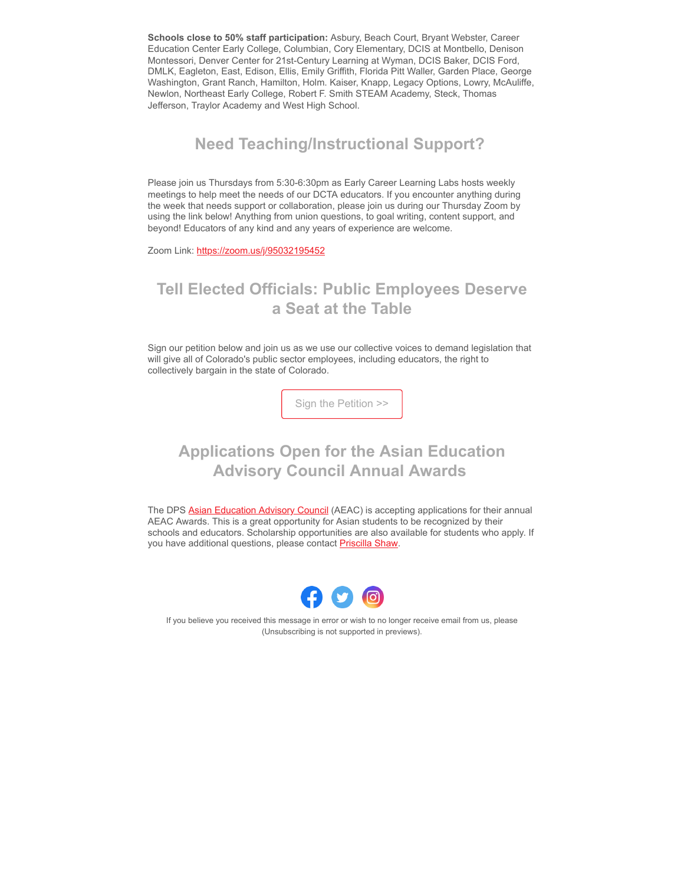**Schools close to 50% staff participation:** Asbury, Beach Court, Bryant Webster, Career Education Center Early College, Columbian, Cory Elementary, DCIS at Montbello, Denison Montessori, Denver Center for 21st-Century Learning at Wyman, DCIS Baker, DCIS Ford, DMLK, Eagleton, East, Edison, Ellis, Emily Griffith, Florida Pitt Waller, Garden Place, George Washington, Grant Ranch, Hamilton, Holm. Kaiser, Knapp, Legacy Options, Lowry, McAuliffe, Newlon, Northeast Early College, Robert F. Smith STEAM Academy, Steck, Thomas Jefferson, Traylor Academy and West High School.

## Need Teaching/Instructional Support?

Please join us Thursdays from 5:30-6:30pm as Early Career Learning Labs hosts weekly meetings to help meet the needs of our DCTA educators. If you encounter anything during the week that needs support or collaboration, please join us during our Thursday Zoom by using the link below! Anything from union questions, to goal writing, content support, and beyond! Educators of any kind and any years of experience are welcome.

Zoom Link: https://zoom.us/j/95032195452

## Tell Elected Officials: Public Employees Deserve a Seat at the Table

Sign our petition below and join us as we use our collective voices to demand legislation that will give all of Colorado's public sector employees, including educators, the right to collectively bargain in the state of Colorado.

Sign the Petition >>

## Applications Open for the Asian Education Advisory Council Annual Awards

The DPS Asian Education Advisory Council (AEAC) is accepting applications for their annual AEAC Awards. This is a great opportunity for Asian students to be recognized by their schools and educators. Scholarship opportunities are also available for students who apply. If you have additional questions, please contact Priscilla Shaw.

If you believe you received this message in error or wish to no longer receive email from us, please (Unsubscribing is not supported in previews).